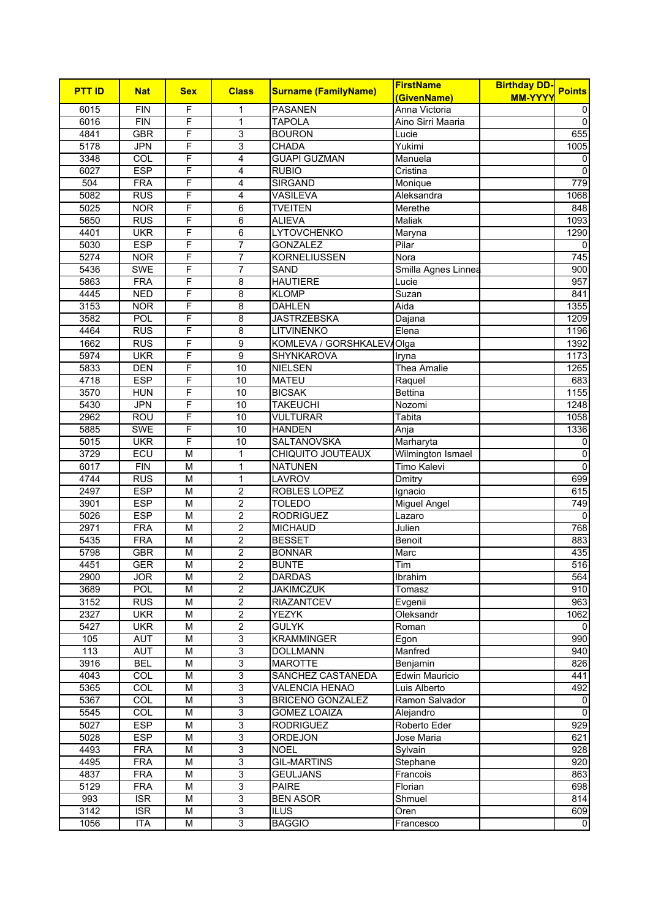| PTT ID | Nat | Sex | Class | Surname (FamilyName) | FirstName (GivenName) | Birthday DD-MM-YYYY | Points |
|---|---|---|---|---|---|---|---|
| 6015 | FIN | F | 1 | PASANEN | Anna Victoria | | 0 |
| 6016 | FIN | F | 1 | TAPOLA | Aino Sirri Maaria | | 0 |
| 4841 | GBR | F | 3 | BOURON | Lucie | | 655 |
| 5178 | JPN | F | 3 | CHADA | Yukimi | | 1005 |
| 3348 | COL | F | 4 | GUAPI GUZMAN | Manuela | | 0 |
| 6027 | ESP | F | 4 | RUBIO | Cristina | | 0 |
| 504 | FRA | F | 4 | SIRGAND | Monique | | 779 |
| 5082 | RUS | F | 4 | VASILEVA | Aleksandra | | 1068 |
| 5025 | NOR | F | 6 | TVEITEN | Merethe | | 848 |
| 5650 | RUS | F | 6 | ALIEVA | Maliak | | 1093 |
| 4401 | UKR | F | 6 | LYTOVCHENKO | Maryna | | 1290 |
| 5030 | ESP | F | 7 | GONZALEZ | Pilar | | 0 |
| 5274 | NOR | F | 7 | KORNELIUSSEN | Nora | | 745 |
| 5436 | SWE | F | 7 | SAND | Smilla Agnes Linnea | | 900 |
| 5863 | FRA | F | 8 | HAUTIERE | Lucie | | 957 |
| 4445 | NED | F | 8 | KLOMP | Suzan | | 841 |
| 3153 | NOR | F | 8 | DAHLEN | Aida | | 1355 |
| 3582 | POL | F | 8 | JASTRZEBSKA | Dajana | | 1209 |
| 4464 | RUS | F | 8 | LITVINENKO | Elena | | 1196 |
| 1662 | RUS | F | 9 | KOMLEVA / GORSHKALEVA | Olga | | 1392 |
| 5974 | UKR | F | 9 | SHYNKAROVA | Iryna | | 1173 |
| 5833 | DEN | F | 10 | NIELSEN | Thea Amalie | | 1265 |
| 4718 | ESP | F | 10 | MATEU | Raquel | | 683 |
| 3570 | HUN | F | 10 | BICSAK | Bettina | | 1155 |
| 5430 | JPN | F | 10 | TAKEUCHI | Nozomi | | 1248 |
| 2962 | ROU | F | 10 | VULTURAR | Tabita | | 1058 |
| 5885 | SWE | F | 10 | HANDEN | Anja | | 1336 |
| 5015 | UKR | F | 10 | SALTANOVSKA | Marharyta | | 0 |
| 3729 | ECU | M | 1 | CHIQUITO JOUTEAUX | Wilmington Ismael | | 0 |
| 6017 | FIN | M | 1 | NATUNEN | Timo Kalevi | | 0 |
| 4744 | RUS | M | 1 | LAVROV | Dmitry | | 699 |
| 2497 | ESP | M | 2 | ROBLES LOPEZ | Ignacio | | 615 |
| 3901 | ESP | M | 2 | TOLEDO | Miguel Angel | | 749 |
| 5026 | ESP | M | 2 | RODRIGUEZ | Lazaro | | 0 |
| 2971 | FRA | M | 2 | MICHAUD | Julien | | 768 |
| 5435 | FRA | M | 2 | BESSET | Benoit | | 883 |
| 5798 | GBR | M | 2 | BONNAR | Marc | | 435 |
| 4451 | GER | M | 2 | BUNTE | Tim | | 516 |
| 2900 | JOR | M | 2 | DARDAS | Ibrahim | | 564 |
| 3689 | POL | M | 2 | JAKIMCZUK | Tomasz | | 910 |
| 3152 | RUS | M | 2 | RIAZANTCEV | Evgenii | | 963 |
| 2327 | UKR | M | 2 | YEZYK | Oleksandr | | 1062 |
| 5427 | UKR | M | 2 | GULYK | Roman | | 0 |
| 105 | AUT | M | 3 | KRAMMINGER | Egon | | 990 |
| 113 | AUT | M | 3 | DOLLMANN | Manfred | | 940 |
| 3916 | BEL | M | 3 | MAROTTE | Benjamin | | 826 |
| 4043 | COL | M | 3 | SANCHEZ CASTANEDA | Edwin Mauricio | | 441 |
| 5365 | COL | M | 3 | VALENCIA HENAO | Luis Alberto | | 492 |
| 5367 | COL | M | 3 | BRICENO GONZALEZ | Ramon Salvador | | 0 |
| 5545 | COL | M | 3 | GOMEZ LOAIZA | Alejandro | | 0 |
| 5027 | ESP | M | 3 | RODRIGUEZ | Roberto Eder | | 929 |
| 5028 | ESP | M | 3 | ORDEJON | Jose Maria | | 621 |
| 4493 | FRA | M | 3 | NOEL | Sylvain | | 928 |
| 4495 | FRA | M | 3 | GIL-MARTINS | Stephane | | 920 |
| 4837 | FRA | M | 3 | GEULJANS | Francois | | 863 |
| 5129 | FRA | M | 3 | PAIRE | Florian | | 698 |
| 993 | ISR | M | 3 | BEN ASOR | Shmuel | | 814 |
| 3142 | ISR | M | 3 | ILUS | Oren | | 609 |
| 1056 | ITA | M | 3 | BAGGIO | Francesco | | 0 |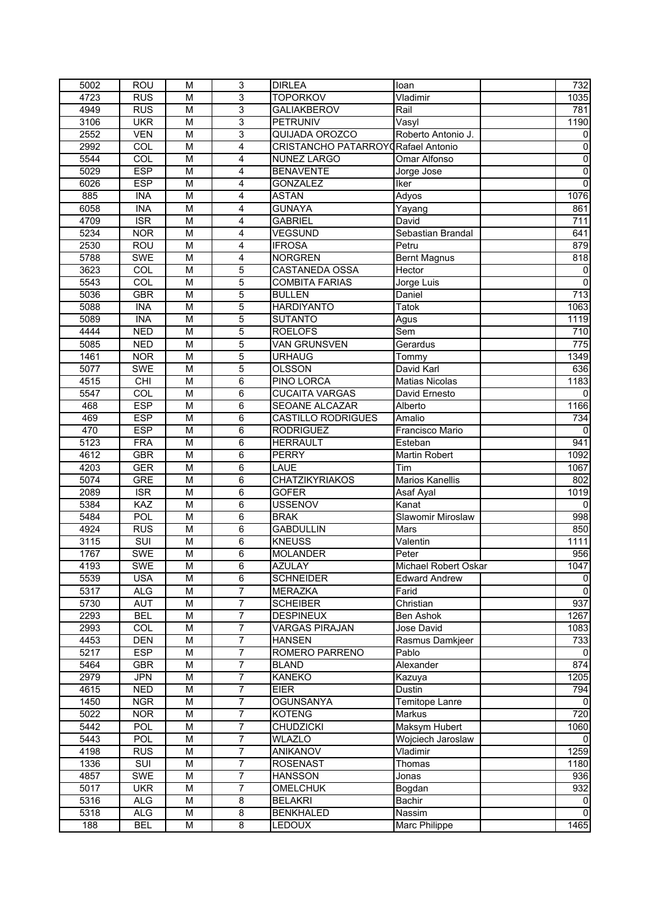| | | | | | | | |
|---|---|---|---|---|---|---|---|
| 5002 | ROU | M | 3 | DIRLEA | Ioan | | 732 |
| 4723 | RUS | M | 3 | TOPORKOV | Vladimir | | 1035 |
| 4949 | RUS | M | 3 | GALIAKBEROV | Rail | | 781 |
| 3106 | UKR | M | 3 | PETRUNIV | Vasyl | | 1190 |
| 2552 | VEN | M | 3 | QUIJADA OROZCO | Roberto Antonio J. | | 0 |
| 2992 | COL | M | 4 | CRISTANCHO PATARROYO | Rafael Antonio | | 0 |
| 5544 | COL | M | 4 | NUNEZ LARGO | Omar Alfonso | | 0 |
| 5029 | ESP | M | 4 | BENAVENTE | Jorge Jose | | 0 |
| 6026 | ESP | M | 4 | GONZALEZ | Iker | | 0 |
| 885 | INA | M | 4 | ASTAN | Adyos | | 1076 |
| 6058 | INA | M | 4 | GUNAYA | Yayang | | 861 |
| 4709 | ISR | M | 4 | GABRIEL | David | | 711 |
| 5234 | NOR | M | 4 | VEGSUND | Sebastian Brandal | | 641 |
| 2530 | ROU | M | 4 | IFROSA | Petru | | 879 |
| 5788 | SWE | M | 4 | NORGREN | Bernt Magnus | | 818 |
| 3623 | COL | M | 5 | CASTANEDA OSSA | Hector | | 0 |
| 5543 | COL | M | 5 | COMBITA FARIAS | Jorge Luis | | 0 |
| 5036 | GBR | M | 5 | BULLEN | Daniel | | 713 |
| 5088 | INA | M | 5 | HARDIYANTO | Tatok | | 1063 |
| 5089 | INA | M | 5 | SUTANTO | Agus | | 1119 |
| 4444 | NED | M | 5 | ROELOFS | Sem | | 710 |
| 5085 | NED | M | 5 | VAN GRUNSVEN | Gerardus | | 775 |
| 1461 | NOR | M | 5 | URHAUG | Tommy | | 1349 |
| 5077 | SWE | M | 5 | OLSSON | David Karl | | 636 |
| 4515 | CHI | M | 6 | PINO LORCA | Matias Nicolas | | 1183 |
| 5547 | COL | M | 6 | CUCAITA VARGAS | David Ernesto | | 0 |
| 468 | ESP | M | 6 | SEOANE ALCAZAR | Alberto | | 1166 |
| 469 | ESP | M | 6 | CASTILLO RODRIGUES | Amalio | | 734 |
| 470 | ESP | M | 6 | RODRIGUEZ | Francisco Mario | | 0 |
| 5123 | FRA | M | 6 | HERRAULT | Esteban | | 941 |
| 4612 | GBR | M | 6 | PERRY | Martin Robert | | 1092 |
| 4203 | GER | M | 6 | LAUE | Tim | | 1067 |
| 5074 | GRE | M | 6 | CHATZIKYRIAKOS | Marios Kanellis | | 802 |
| 2089 | ISR | M | 6 | GOFER | Asaf Ayal | | 1019 |
| 5384 | KAZ | M | 6 | USSENOV | Kanat | | 0 |
| 5484 | POL | M | 6 | BRAK | Slawomir Miroslaw | | 998 |
| 4924 | RUS | M | 6 | GABDULLIN | Mars | | 850 |
| 3115 | SUI | M | 6 | KNEUSS | Valentin | | 1111 |
| 1767 | SWE | M | 6 | MOLANDER | Peter | | 956 |
| 4193 | SWE | M | 6 | AZULAY | Michael Robert Oskar | | 1047 |
| 5539 | USA | M | 6 | SCHNEIDER | Edward Andrew | | 0 |
| 5317 | ALG | M | 7 | MERAZKA | Farid | | 0 |
| 5730 | AUT | M | 7 | SCHEIBER | Christian | | 937 |
| 2293 | BEL | M | 7 | DESPINEUX | Ben Ashok | | 1267 |
| 2993 | COL | M | 7 | VARGAS PIRAJAN | Jose David | | 1083 |
| 4453 | DEN | M | 7 | HANSEN | Rasmus Damkjeer | | 733 |
| 5217 | ESP | M | 7 | ROMERO PARRENO | Pablo | | 0 |
| 5464 | GBR | M | 7 | BLAND | Alexander | | 874 |
| 2979 | JPN | M | 7 | KANEKO | Kazuya | | 1205 |
| 4615 | NED | M | 7 | EIER | Dustin | | 794 |
| 1450 | NGR | M | 7 | OGUNSANYA | Temitope Lanre | | 0 |
| 5022 | NOR | M | 7 | KOTENG | Markus | | 720 |
| 5442 | POL | M | 7 | CHUDZICKI | Maksym Hubert | | 1060 |
| 5443 | POL | M | 7 | WLAZLO | Wojciech Jaroslaw | | 0 |
| 4198 | RUS | M | 7 | ANIKANOV | Vladimir | | 1259 |
| 1336 | SUI | M | 7 | ROSENAST | Thomas | | 1180 |
| 4857 | SWE | M | 7 | HANSSON | Jonas | | 936 |
| 5017 | UKR | M | 7 | OMELCHUK | Bogdan | | 932 |
| 5316 | ALG | M | 8 | BELAKRI | Bachir | | 0 |
| 5318 | ALG | M | 8 | BENKHALED | Nassim | | 0 |
| 188 | BEL | M | 8 | LEDOUX | Marc Philippe | | 1465 |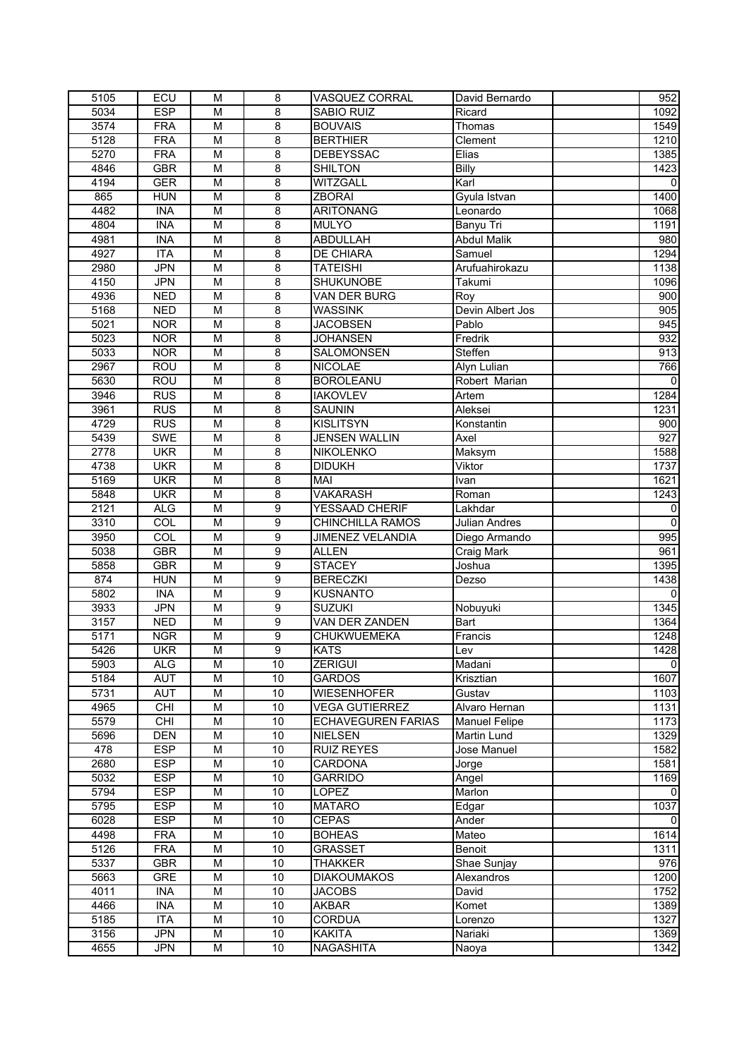| | | | | | | | |
|---|---|---|---|---|---|---|---|
| 5105 | ECU | M | 8 | VASQUEZ CORRAL | David Bernardo | | 952 |
| 5034 | ESP | M | 8 | SABIO RUIZ | Ricard | | 1092 |
| 3574 | FRA | M | 8 | BOUVAIS | Thomas | | 1549 |
| 5128 | FRA | M | 8 | BERTHIER | Clement | | 1210 |
| 5270 | FRA | M | 8 | DEBEYSSAC | Elias | | 1385 |
| 4846 | GBR | M | 8 | SHILTON | Billy | | 1423 |
| 4194 | GER | M | 8 | WITZGALL | Karl | | 0 |
| 865 | HUN | M | 8 | ZBORAI | Gyula Istvan | | 1400 |
| 4482 | INA | M | 8 | ARITONANG | Leonardo | | 1068 |
| 4804 | INA | M | 8 | MULYO | Banyu Tri | | 1191 |
| 4981 | INA | M | 8 | ABDULLAH | Abdul Malik | | 980 |
| 4927 | ITA | M | 8 | DE CHIARA | Samuel | | 1294 |
| 2980 | JPN | M | 8 | TATEISHI | Arufuahirokazu | | 1138 |
| 4150 | JPN | M | 8 | SHUKUNOBE | Takumi | | 1096 |
| 4936 | NED | M | 8 | VAN DER BURG | Roy | | 900 |
| 5168 | NED | M | 8 | WASSINK | Devin Albert Jos | | 905 |
| 5021 | NOR | M | 8 | JACOBSEN | Pablo | | 945 |
| 5023 | NOR | M | 8 | JOHANSEN | Fredrik | | 932 |
| 5033 | NOR | M | 8 | SALOMONSEN | Steffen | | 913 |
| 2967 | ROU | M | 8 | NICOLAE | Alyn Lulian | | 766 |
| 5630 | ROU | M | 8 | BOROLEANU | Robert Marian | | 0 |
| 3946 | RUS | M | 8 | IAKOVLEV | Artem | | 1284 |
| 3961 | RUS | M | 8 | SAUNIN | Aleksei | | 1231 |
| 4729 | RUS | M | 8 | KISLITSYN | Konstantin | | 900 |
| 5439 | SWE | M | 8 | JENSEN WALLIN | Axel | | 927 |
| 2778 | UKR | M | 8 | NIKOLENKO | Maksym | | 1588 |
| 4738 | UKR | M | 8 | DIDUKH | Viktor | | 1737 |
| 5169 | UKR | M | 8 | MAI | Ivan | | 1621 |
| 5848 | UKR | M | 8 | VAKARASH | Roman | | 1243 |
| 2121 | ALG | M | 9 | YESSAAD CHERIF | Lakhdar | | 0 |
| 3310 | COL | M | 9 | CHINCHILLA RAMOS | Julian Andres | | 0 |
| 3950 | COL | M | 9 | JIMENEZ VELANDIA | Diego Armando | | 995 |
| 5038 | GBR | M | 9 | ALLEN | Craig Mark | | 961 |
| 5858 | GBR | M | 9 | STACEY | Joshua | | 1395 |
| 874 | HUN | M | 9 | BERECZKI | Dezso | | 1438 |
| 5802 | INA | M | 9 | KUSNANTO | | | 0 |
| 3933 | JPN | M | 9 | SUZUKI | Nobuyuki | | 1345 |
| 3157 | NED | M | 9 | VAN DER ZANDEN | Bart | | 1364 |
| 5171 | NGR | M | 9 | CHUKWUEMEKA | Francis | | 1248 |
| 5426 | UKR | M | 9 | KATS | Lev | | 1428 |
| 5903 | ALG | M | 10 | ZERIGUI | Madani | | 0 |
| 5184 | AUT | M | 10 | GARDOS | Krisztian | | 1607 |
| 5731 | AUT | M | 10 | WIESENHOFER | Gustav | | 1103 |
| 4965 | CHI | M | 10 | VEGA GUTIERREZ | Alvaro Hernan | | 1131 |
| 5579 | CHI | M | 10 | ECHAVEGUREN FARIAS | Manuel Felipe | | 1173 |
| 5696 | DEN | M | 10 | NIELSEN | Martin Lund | | 1329 |
| 478 | ESP | M | 10 | RUIZ REYES | Jose Manuel | | 1582 |
| 2680 | ESP | M | 10 | CARDONA | Jorge | | 1581 |
| 5032 | ESP | M | 10 | GARRIDO | Angel | | 1169 |
| 5794 | ESP | M | 10 | LOPEZ | Marlon | | 0 |
| 5795 | ESP | M | 10 | MATARO | Edgar | | 1037 |
| 6028 | ESP | M | 10 | CEPAS | Ander | | 0 |
| 4498 | FRA | M | 10 | BOHEAS | Mateo | | 1614 |
| 5126 | FRA | M | 10 | GRASSET | Benoit | | 1311 |
| 5337 | GBR | M | 10 | THAKKER | Shae Sunjay | | 976 |
| 5663 | GRE | M | 10 | DIAKOUMAKOS | Alexandros | | 1200 |
| 4011 | INA | M | 10 | JACOBS | David | | 1752 |
| 4466 | INA | M | 10 | AKBAR | Komet | | 1389 |
| 5185 | ITA | M | 10 | CORDUA | Lorenzo | | 1327 |
| 3156 | JPN | M | 10 | KAKITA | Nariaki | | 1369 |
| 4655 | JPN | M | 10 | NAGASHITA | Naoya | | 1342 |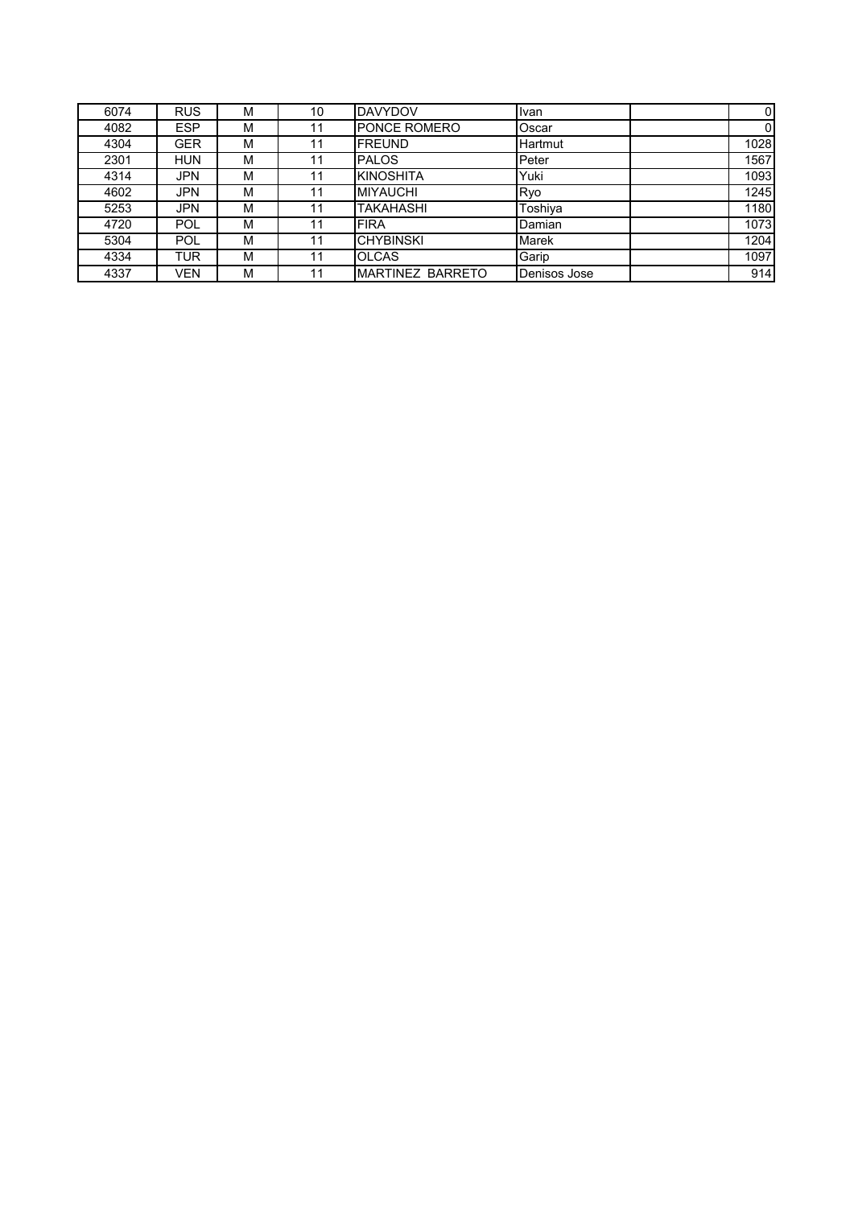| | | | | | | | |
|---|---|---|---|---|---|---|---|
| 6074 | RUS | M | 10 | DAVYDOV | Ivan | | 0 |
| 4082 | ESP | M | 11 | PONCE ROMERO | Oscar | | 0 |
| 4304 | GER | M | 11 | FREUND | Hartmut | | 1028 |
| 2301 | HUN | M | 11 | PALOS | Peter | | 1567 |
| 4314 | JPN | M | 11 | KINOSHITA | Yuki | | 1093 |
| 4602 | JPN | M | 11 | MIYAUCHI | Ryo | | 1245 |
| 5253 | JPN | M | 11 | TAKAHASHI | Toshiya | | 1180 |
| 4720 | POL | M | 11 | FIRA | Damian | | 1073 |
| 5304 | POL | M | 11 | CHYBINSKI | Marek | | 1204 |
| 4334 | TUR | M | 11 | OLCAS | Garip | | 1097 |
| 4337 | VEN | M | 11 | MARTINEZ BARRETO | Denisos Jose | | 914 |